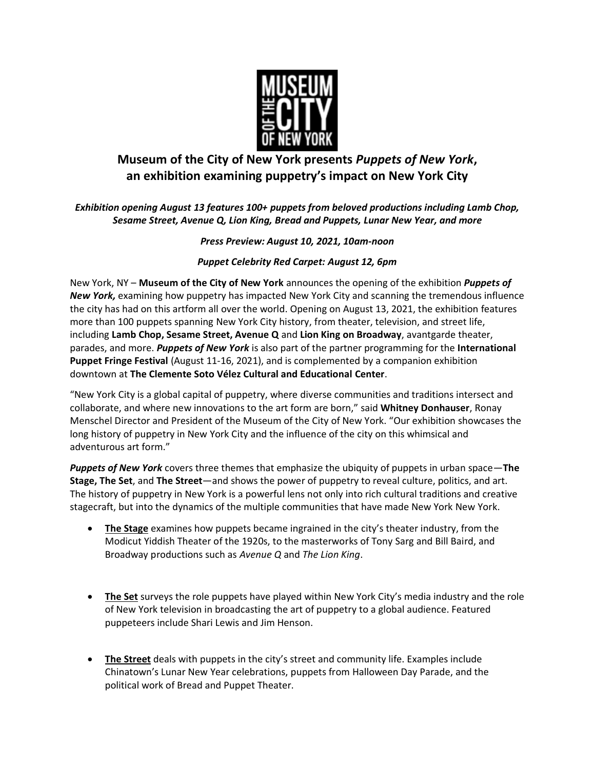# Museum of the City of New York presents *Puppets of New York*, an exhibition examining puppetry's impact on New York City

***Exhibition opening August 13 features 100+ puppets from beloved productions including Lamb Chop, Sesame Street, Avenue Q, Lion King, Bread and Puppets, Lunar New Year, and more***

***Press Preview: August 10, 2021, 10am-noon***

***Puppet Celebrity Red Carpet: August 12, 6pm***

New York, NY – **Museum of the City of New York** announces the opening of the exhibition ***Puppets of New York,*** examining how puppetry has impacted New York City and scanning the tremendous influence the city has had on this artform all over the world. Opening on August 13, 2021, the exhibition features more than 100 puppets spanning New York City history, from theater, television, and street life, including **Lamb Chop, Sesame Street, Avenue Q** and **Lion King on Broadway**, avantgarde theater, parades, and more. ***Puppets of New York*** is also part of the partner programming for the **International Puppet Fringe Festival** (August 11-16, 2021), and is complemented by a companion exhibition downtown at **The Clemente Soto Vélez Cultural and Educational Center**.

"New York City is a global capital of puppetry, where diverse communities and traditions intersect and collaborate, and where new innovations to the art form are born," said **Whitney Donhauser**, Ronay Menschel Director and President of the Museum of the City of New York. "Our exhibition showcases the long history of puppetry in New York City and the influence of the city on this whimsical and adventurous art form."

***Puppets of New York*** covers three themes that emphasize the ubiquity of puppets in urban space—**The Stage, The Set**, and **The Street**—and shows the power of puppetry to reveal culture, politics, and art. The history of puppetry in New York is a powerful lens not only into rich cultural traditions and creative stagecraft, but into the dynamics of the multiple communities that have made New York New York.

- **The Stage** examines how puppets became ingrained in the city's theater industry, from the Modicut Yiddish Theater of the 1920s, to the masterworks of Tony Sarg and Bill Baird, and Broadway productions such as *Avenue Q* and *The Lion King*.

- **The Set** surveys the role puppets have played within New York City's media industry and the role of New York television in broadcasting the art of puppetry to a global audience. Featured puppeteers include Shari Lewis and Jim Henson.

- **The Street** deals with puppets in the city's street and community life. Examples include Chinatown's Lunar New Year celebrations, puppets from Halloween Day Parade, and the political work of Bread and Puppet Theater.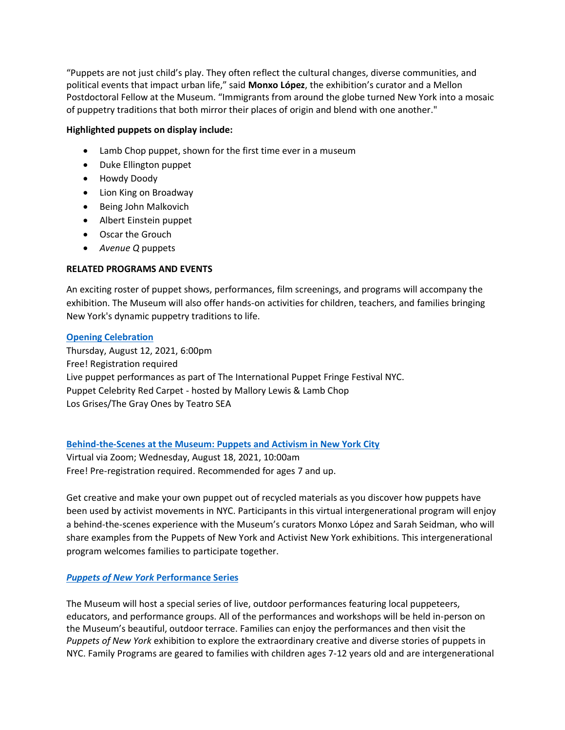"Puppets are not just child's play. They often reflect the cultural changes, diverse communities, and political events that impact urban life," said **Monxo López**, the exhibition's curator and a Mellon Postdoctoral Fellow at the Museum. "Immigrants from around the globe turned New York into a mosaic of puppetry traditions that both mirror their places of origin and blend with one another."

**Highlighted puppets on display include:**

- Lamb Chop puppet, shown for the first time ever in a museum
- Duke Ellington puppet
- Howdy Doody
- Lion King on Broadway
- Being John Malkovich
- Albert Einstein puppet
- Oscar the Grouch
- *Avenue Q* puppets

**RELATED PROGRAMS AND EVENTS**

An exciting roster of puppet shows, performances, film screenings, and programs will accompany the exhibition. The Museum will also offer hands-on activities for children, teachers, and families bringing New York's dynamic puppetry traditions to life.

**Opening Celebration**
Thursday, August 12, 2021, 6:00pm
Free! Registration required
Live puppet performances as part of The International Puppet Fringe Festival NYC.
Puppet Celebrity Red Carpet - hosted by Mallory Lewis & Lamb Chop
Los Grises/The Gray Ones by Teatro SEA

**Behind-the-Scenes at the Museum: Puppets and Activism in New York City**
Virtual via Zoom; Wednesday, August 18, 2021, 10:00am
Free! Pre-registration required. Recommended for ages 7 and up.

Get creative and make your own puppet out of recycled materials as you discover how puppets have been used by activist movements in NYC. Participants in this virtual intergenerational program will enjoy a behind-the-scenes experience with the Museum's curators Monxo López and Sarah Seidman, who will share examples from the Puppets of New York and Activist New York exhibitions. This intergenerational program welcomes families to participate together.

***Puppets of New York* Performance Series**

The Museum will host a special series of live, outdoor performances featuring local puppeteers, educators, and performance groups. All of the performances and workshops will be held in-person on the Museum's beautiful, outdoor terrace. Families can enjoy the performances and then visit the *Puppets of New York* exhibition to explore the extraordinary creative and diverse stories of puppets in NYC. Family Programs are geared to families with children ages 7-12 years old and are intergenerational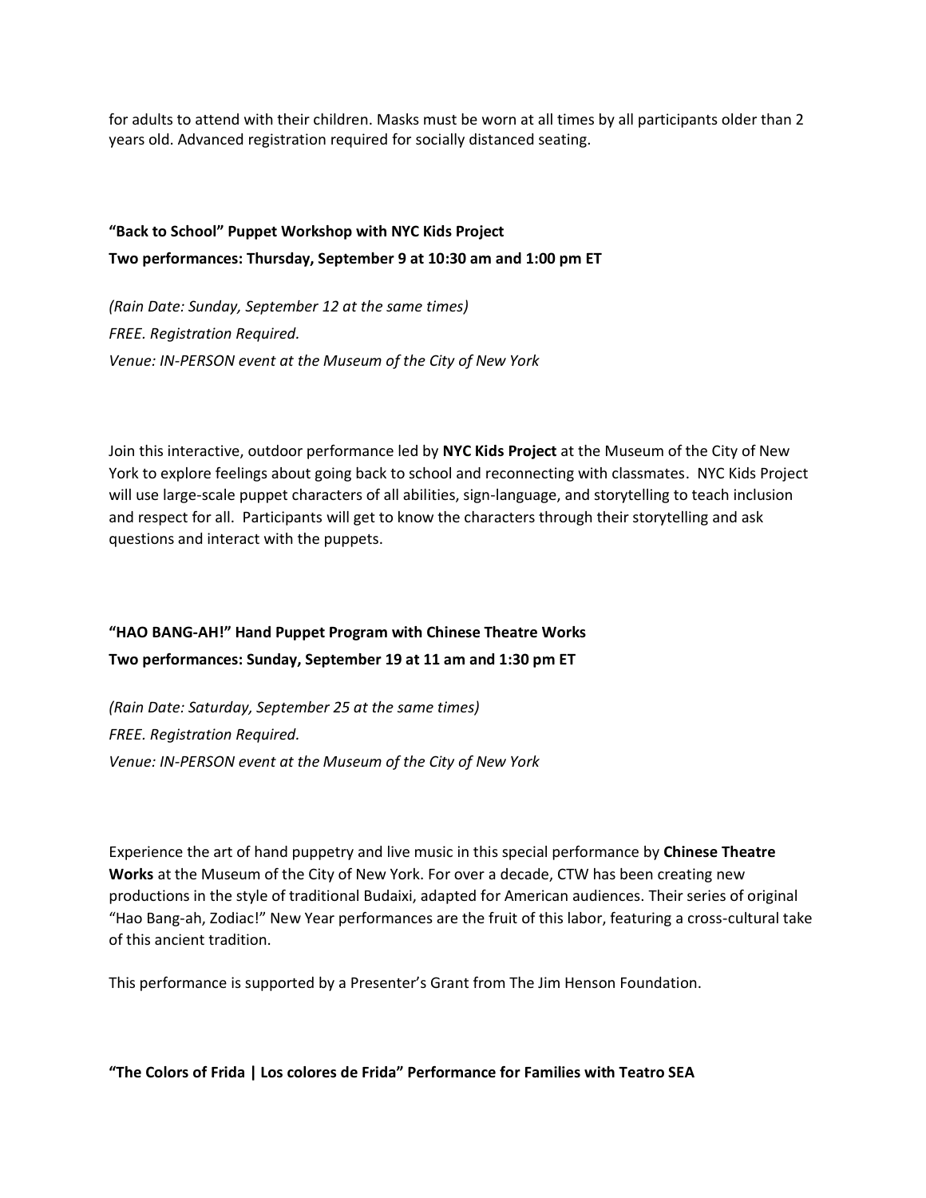for adults to attend with their children. Masks must be worn at all times by all participants older than 2 years old. Advanced registration required for socially distanced seating.

**"Back to School" Puppet Workshop with NYC Kids Project**
**Two performances: Thursday, September 9 at 10:30 am and 1:00 pm ET**

*(Rain Date: Sunday, September 12 at the same times)*
*FREE. Registration Required.*
*Venue: IN-PERSON event at the Museum of the City of New York*

Join this interactive, outdoor performance led by **NYC Kids Project** at the Museum of the City of New York to explore feelings about going back to school and reconnecting with classmates. NYC Kids Project will use large-scale puppet characters of all abilities, sign-language, and storytelling to teach inclusion and respect for all. Participants will get to know the characters through their storytelling and ask questions and interact with the puppets.

**"HAO BANG-AH!" Hand Puppet Program with Chinese Theatre Works**
**Two performances: Sunday, September 19 at 11 am and 1:30 pm ET**

*(Rain Date: Saturday, September 25 at the same times)*
*FREE. Registration Required.*
*Venue: IN-PERSON event at the Museum of the City of New York*

Experience the art of hand puppetry and live music in this special performance by **Chinese Theatre Works** at the Museum of the City of New York. For over a decade, CTW has been creating new productions in the style of traditional Budaixi, adapted for American audiences. Their series of original "Hao Bang-ah, Zodiac!" New Year performances are the fruit of this labor, featuring a cross-cultural take of this ancient tradition.

This performance is supported by a Presenter's Grant from The Jim Henson Foundation.

**"The Colors of Frida | Los colores de Frida" Performance for Families with Teatro SEA**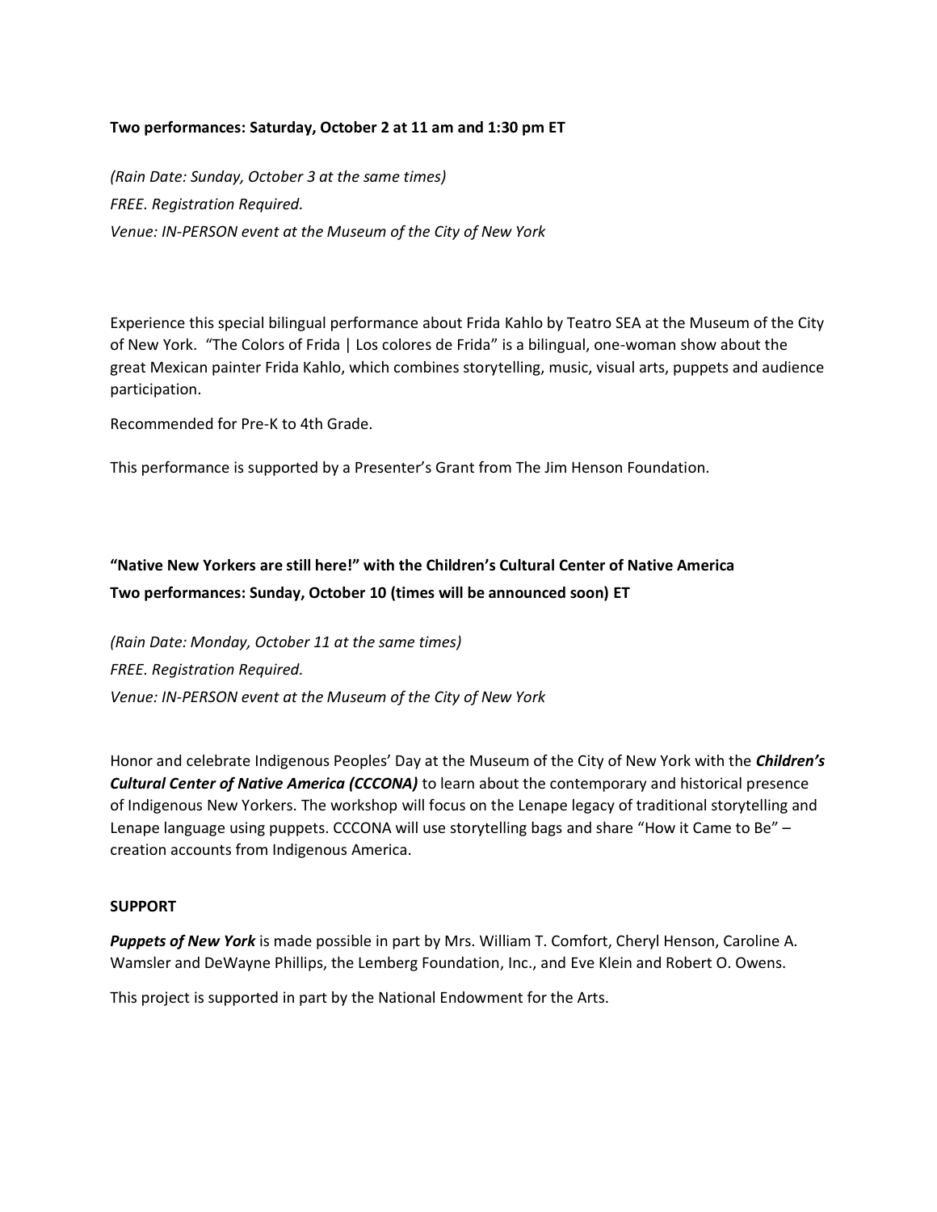**Two performances: Saturday, October 2 at 11 am and 1:30 pm ET**

*(Rain Date: Sunday, October 3 at the same times)*

*FREE. Registration Required.*

*Venue: IN-PERSON event at the Museum of the City of New York*

Experience this special bilingual performance about Frida Kahlo by Teatro SEA at the Museum of the City of New York. "The Colors of Frida | Los colores de Frida" is a bilingual, one-woman show about the great Mexican painter Frida Kahlo, which combines storytelling, music, visual arts, puppets and audience participation.

Recommended for Pre-K to 4th Grade.

This performance is supported by a Presenter's Grant from The Jim Henson Foundation.

**"Native New Yorkers are still here!" with the Children's Cultural Center of Native America**

**Two performances: Sunday, October 10 (times will be announced soon) ET**

*(Rain Date: Monday, October 11 at the same times)*

*FREE. Registration Required.*

*Venue: IN-PERSON event at the Museum of the City of New York*

Honor and celebrate Indigenous Peoples' Day at the Museum of the City of New York with the ***Children's Cultural Center of Native America (CCCONA)*** to learn about the contemporary and historical presence of Indigenous New Yorkers. The workshop will focus on the Lenape legacy of traditional storytelling and Lenape language using puppets. CCCONA will use storytelling bags and share "How it Came to Be" – creation accounts from Indigenous America.

**SUPPORT**

***Puppets of New York*** is made possible in part by Mrs. William T. Comfort, Cheryl Henson, Caroline A. Wamsler and DeWayne Phillips, the Lemberg Foundation, Inc., and Eve Klein and Robert O. Owens.

This project is supported in part by the National Endowment for the Arts.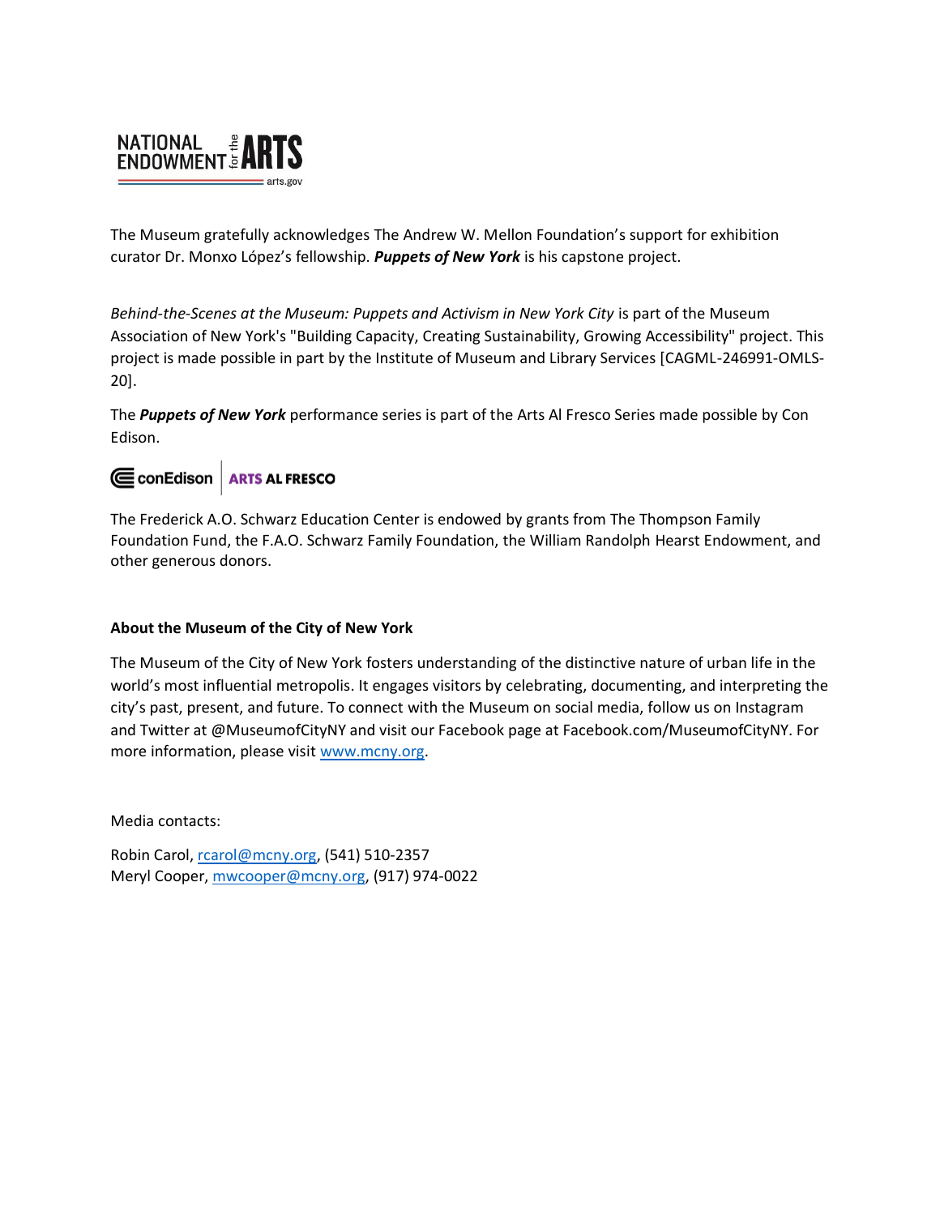NATIONAL ENDOWMENT for the ARTS
arts.gov

The Museum gratefully acknowledges The Andrew W. Mellon Foundation's support for exhibition curator Dr. Monxo López's fellowship. ***Puppets of New York*** is his capstone project.

*Behind-the-Scenes at the Museum: Puppets and Activism in New York City* is part of the Museum Association of New York's "Building Capacity, Creating Sustainability, Growing Accessibility" project. This project is made possible in part by the Institute of Museum and Library Services [CAGML-246991-OMLS-20].

The ***Puppets of New York*** performance series is part of the Arts Al Fresco Series made possible by Con Edison.

conEdison | ARTS AL FRESCO

The Frederick A.O. Schwarz Education Center is endowed by grants from The Thompson Family Foundation Fund, the F.A.O. Schwarz Family Foundation, the William Randolph Hearst Endowment, and other generous donors.

**About the Museum of the City of New York**

The Museum of the City of New York fosters understanding of the distinctive nature of urban life in the world's most influential metropolis. It engages visitors by celebrating, documenting, and interpreting the city's past, present, and future. To connect with the Museum on social media, follow us on Instagram and Twitter at @MuseumofCityNY and visit our Facebook page at Facebook.com/MuseumofCityNY. For more information, please visit www.mcny.org.

Media contacts:

Robin Carol, rcarol@mcny.org, (541) 510-2357
Meryl Cooper, mwcooper@mcny.org, (917) 974-0022